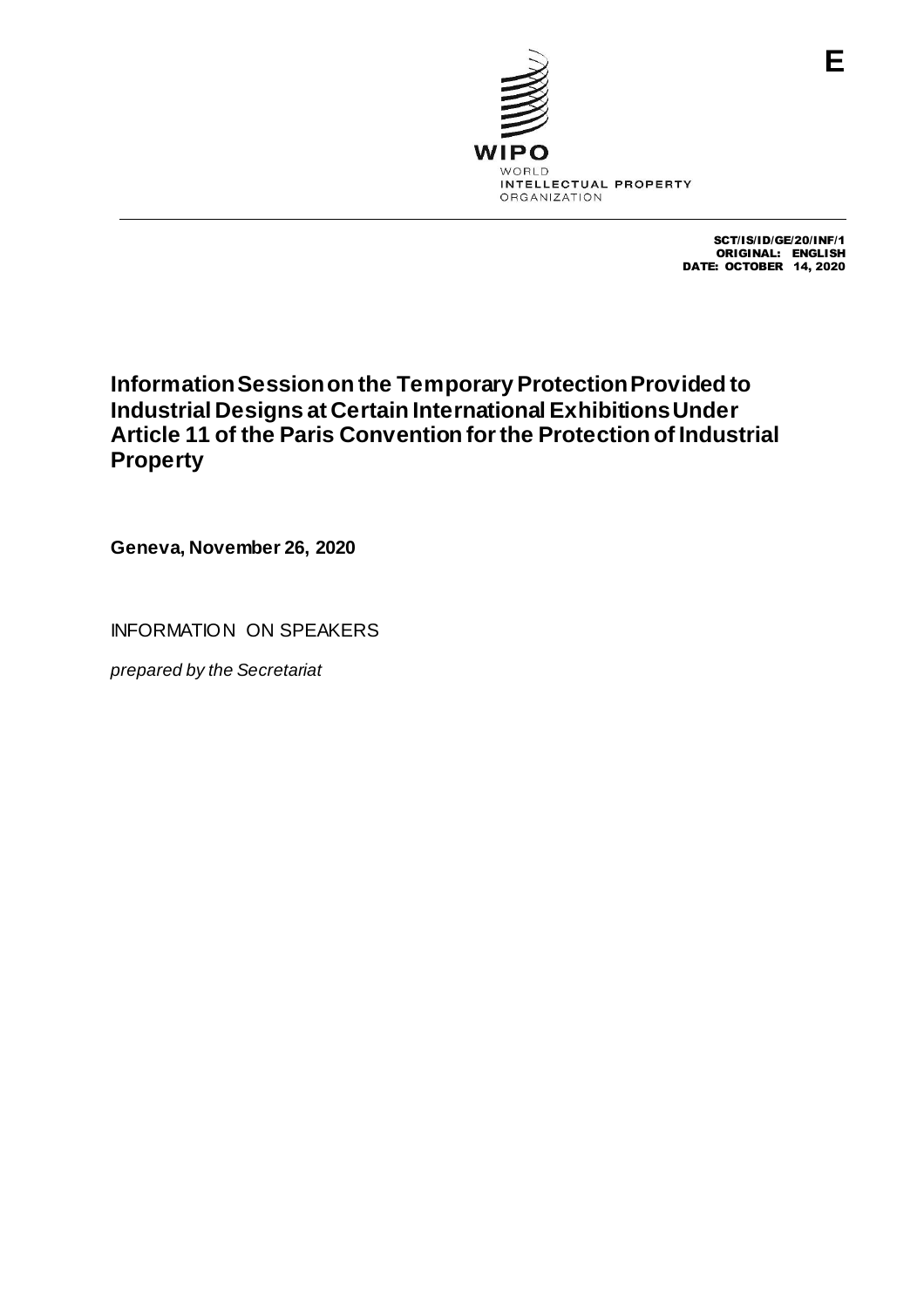E

WIPO
WORLD
INTELLECTUAL PROPERTY
ORGANIZATION

SCT/IS/ID/GE/20/INF/1
ORIGINAL: ENGLISH
DATE: OCTOBER 14, 2020

# Information Session on the Temporary Protection Provided to Industrial Designs at Certain International Exhibitions Under Article 11 of the Paris Convention for the Protection of Industrial Property

**Geneva, November 26, 2020**

INFORMATION ON SPEAKERS

*prepared by the Secretariat*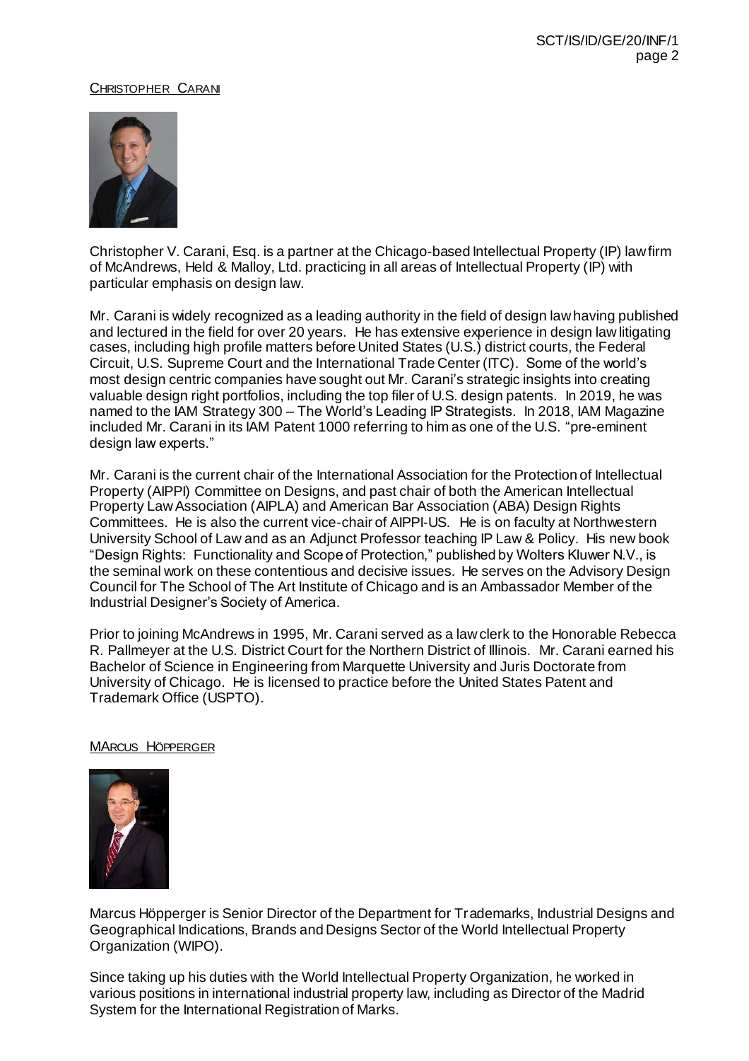## Christopher Carani

Christopher V. Carani, Esq. is a partner at the Chicago-based Intellectual Property (IP) law firm of McAndrews, Held & Malloy, Ltd. practicing in all areas of Intellectual Property (IP) with particular emphasis on design law.

Mr. Carani is widely recognized as a leading authority in the field of design law having published and lectured in the field for over 20 years. He has extensive experience in design law litigating cases, including high profile matters before United States (U.S.) district courts, the Federal Circuit, U.S. Supreme Court and the International Trade Center (ITC). Some of the world's most design centric companies have sought out Mr. Carani's strategic insights into creating valuable design right portfolios, including the top filer of U.S. design patents. In 2019, he was named to the IAM Strategy 300 – The World's Leading IP Strategists. In 2018, IAM Magazine included Mr. Carani in its IAM Patent 1000 referring to him as one of the U.S. "pre-eminent design law experts."

Mr. Carani is the current chair of the International Association for the Protection of Intellectual Property (AIPPI) Committee on Designs, and past chair of both the American Intellectual Property Law Association (AIPLA) and American Bar Association (ABA) Design Rights Committees. He is also the current vice-chair of AIPPI-US. He is on faculty at Northwestern University School of Law and as an Adjunct Professor teaching IP Law & Policy. His new book "Design Rights: Functionality and Scope of Protection," published by Wolters Kluwer N.V., is the seminal work on these contentious and decisive issues. He serves on the Advisory Design Council for The School of The Art Institute of Chicago and is an Ambassador Member of the Industrial Designer's Society of America.

Prior to joining McAndrews in 1995, Mr. Carani served as a law clerk to the Honorable Rebecca R. Pallmeyer at the U.S. District Court for the Northern District of Illinois. Mr. Carani earned his Bachelor of Science in Engineering from Marquette University and Juris Doctorate from University of Chicago. He is licensed to practice before the United States Patent and Trademark Office (USPTO).

## Marcus Höpperger

Marcus Höpperger is Senior Director of the Department for Trademarks, Industrial Designs and Geographical Indications, Brands and Designs Sector of the World Intellectual Property Organization (WIPO).

Since taking up his duties with the World Intellectual Property Organization, he worked in various positions in international industrial property law, including as Director of the Madrid System for the International Registration of Marks.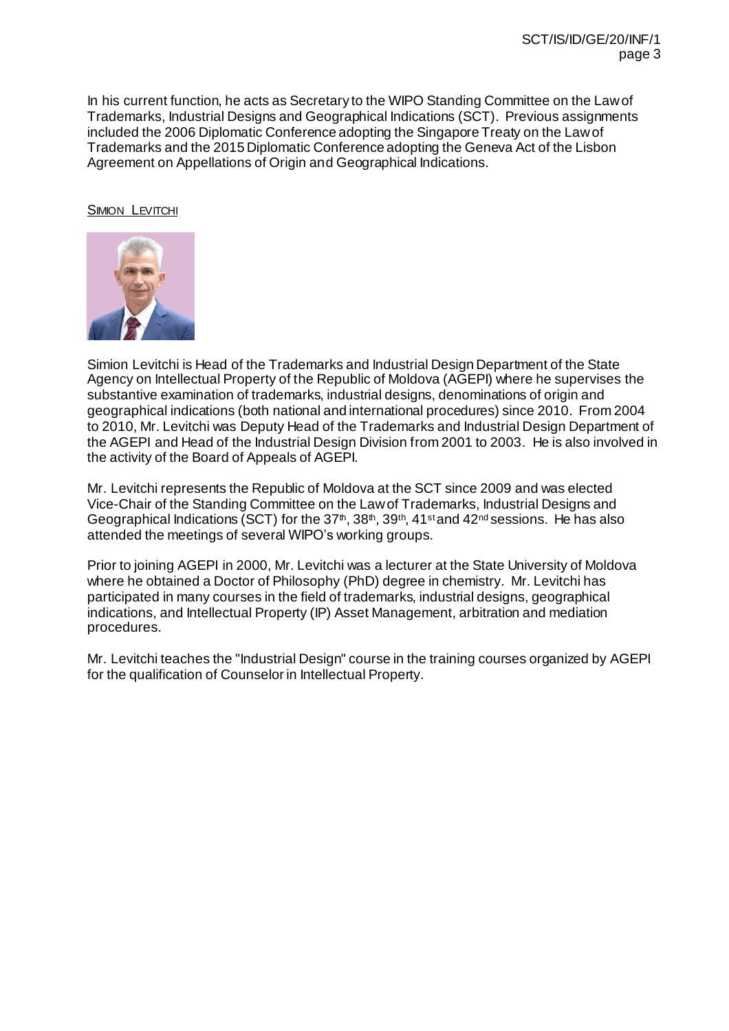In his current function, he acts as Secretary to the WIPO Standing Committee on the Law of Trademarks, Industrial Designs and Geographical Indications (SCT). Previous assignments included the 2006 Diplomatic Conference adopting the Singapore Treaty on the Law of Trademarks and the 2015 Diplomatic Conference adopting the Geneva Act of the Lisbon Agreement on Appellations of Origin and Geographical Indications.

<u>SIMION LEVITCHI</u>

Simion Levitchi is Head of the Trademarks and Industrial Design Department of the State Agency on Intellectual Property of the Republic of Moldova (AGEPI) where he supervises the substantive examination of trademarks, industrial designs, denominations of origin and geographical indications (both national and international procedures) since 2010. From 2004 to 2010, Mr. Levitchi was Deputy Head of the Trademarks and Industrial Design Department of the AGEPI and Head of the Industrial Design Division from 2001 to 2003. He is also involved in the activity of the Board of Appeals of AGEPI.

Mr. Levitchi represents the Republic of Moldova at the SCT since 2009 and was elected Vice-Chair of the Standing Committee on the Law of Trademarks, Industrial Designs and Geographical Indications (SCT) for the 37th, 38th, 39th, 41st and 42nd sessions. He has also attended the meetings of several WIPO's working groups.

Prior to joining AGEPI in 2000, Mr. Levitchi was a lecturer at the State University of Moldova where he obtained a Doctor of Philosophy (PhD) degree in chemistry. Mr. Levitchi has participated in many courses in the field of trademarks, industrial designs, geographical indications, and Intellectual Property (IP) Asset Management, arbitration and mediation procedures.

Mr. Levitchi teaches the "Industrial Design" course in the training courses organized by AGEPI for the qualification of Counselor in Intellectual Property.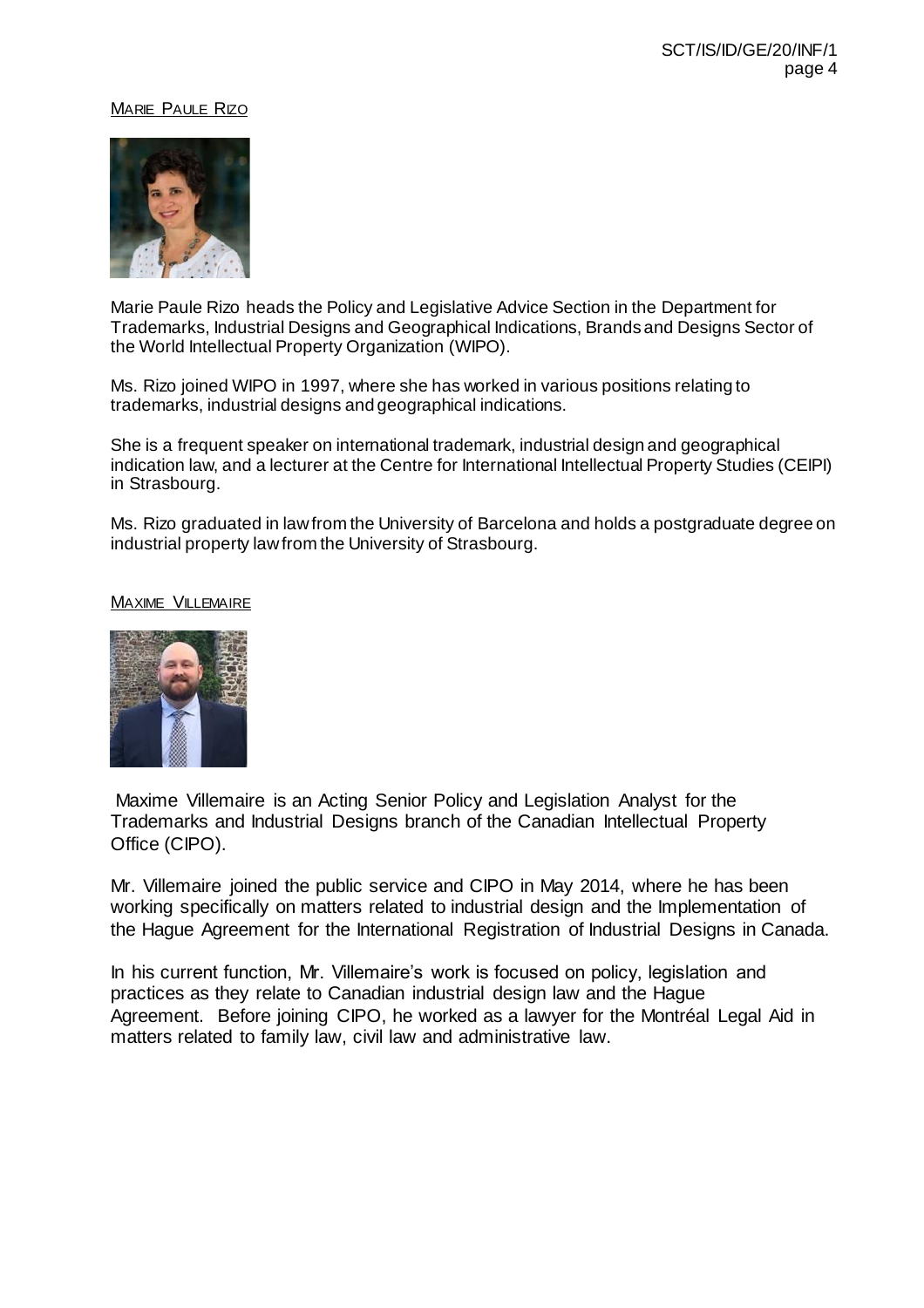<u>MARIE PAULE RIZO</u>

Marie Paule Rizo heads the Policy and Legislative Advice Section in the Department for Trademarks, Industrial Designs and Geographical Indications, Brands and Designs Sector of the World Intellectual Property Organization (WIPO).

Ms. Rizo joined WIPO in 1997, where she has worked in various positions relating to trademarks, industrial designs and geographical indications.

She is a frequent speaker on international trademark, industrial design and geographical indication law, and a lecturer at the Centre for International Intellectual Property Studies (CEIPI) in Strasbourg.

Ms. Rizo graduated in law from the University of Barcelona and holds a postgraduate degree on industrial property law from the University of Strasbourg.

<u>MAXIME VILLEMAIRE</u>

Maxime Villemaire is an Acting Senior Policy and Legislation Analyst for the Trademarks and Industrial Designs branch of the Canadian Intellectual Property Office (CIPO).

Mr. Villemaire joined the public service and CIPO in May 2014, where he has been working specifically on matters related to industrial design and the Implementation of the Hague Agreement for the International Registration of Industrial Designs in Canada.

In his current function, Mr. Villemaire's work is focused on policy, legislation and practices as they relate to Canadian industrial design law and the Hague Agreement. Before joining CIPO, he worked as a lawyer for the Montréal Legal Aid in matters related to family law, civil law and administrative law.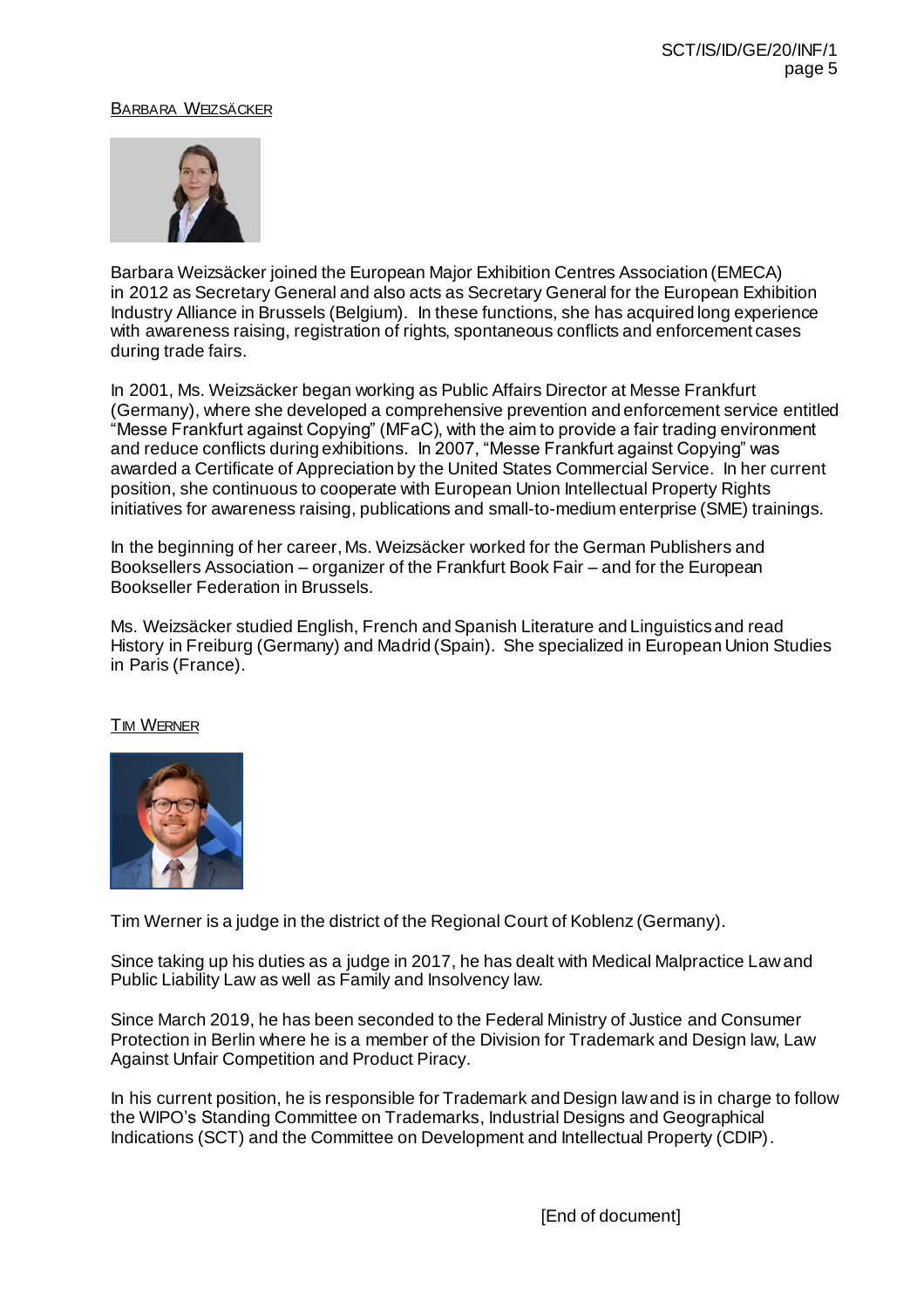BARBARA WEIZSÄCKER

Barbara Weizsäcker joined the European Major Exhibition Centres Association (EMECA) in 2012 as Secretary General and also acts as Secretary General for the European Exhibition Industry Alliance in Brussels (Belgium). In these functions, she has acquired long experience with awareness raising, registration of rights, spontaneous conflicts and enforcement cases during trade fairs.

In 2001, Ms. Weizsäcker began working as Public Affairs Director at Messe Frankfurt (Germany), where she developed a comprehensive prevention and enforcement service entitled "Messe Frankfurt against Copying" (MFaC), with the aim to provide a fair trading environment and reduce conflicts during exhibitions. In 2007, "Messe Frankfurt against Copying" was awarded a Certificate of Appreciation by the United States Commercial Service. In her current position, she continuous to cooperate with European Union Intellectual Property Rights initiatives for awareness raising, publications and small-to-medium enterprise (SME) trainings.

In the beginning of her career, Ms. Weizsäcker worked for the German Publishers and Booksellers Association – organizer of the Frankfurt Book Fair – and for the European Bookseller Federation in Brussels.

Ms. Weizsäcker studied English, French and Spanish Literature and Linguistics and read History in Freiburg (Germany) and Madrid (Spain). She specialized in European Union Studies in Paris (France).

TIM WERNER

Tim Werner is a judge in the district of the Regional Court of Koblenz (Germany).

Since taking up his duties as a judge in 2017, he has dealt with Medical Malpractice Law and Public Liability Law as well as Family and Insolvency law.

Since March 2019, he has been seconded to the Federal Ministry of Justice and Consumer Protection in Berlin where he is a member of the Division for Trademark and Design law, Law Against Unfair Competition and Product Piracy.

In his current position, he is responsible for Trademark and Design law and is in charge to follow the WIPO's Standing Committee on Trademarks, Industrial Designs and Geographical Indications (SCT) and the Committee on Development and Intellectual Property (CDIP).

[End of document]